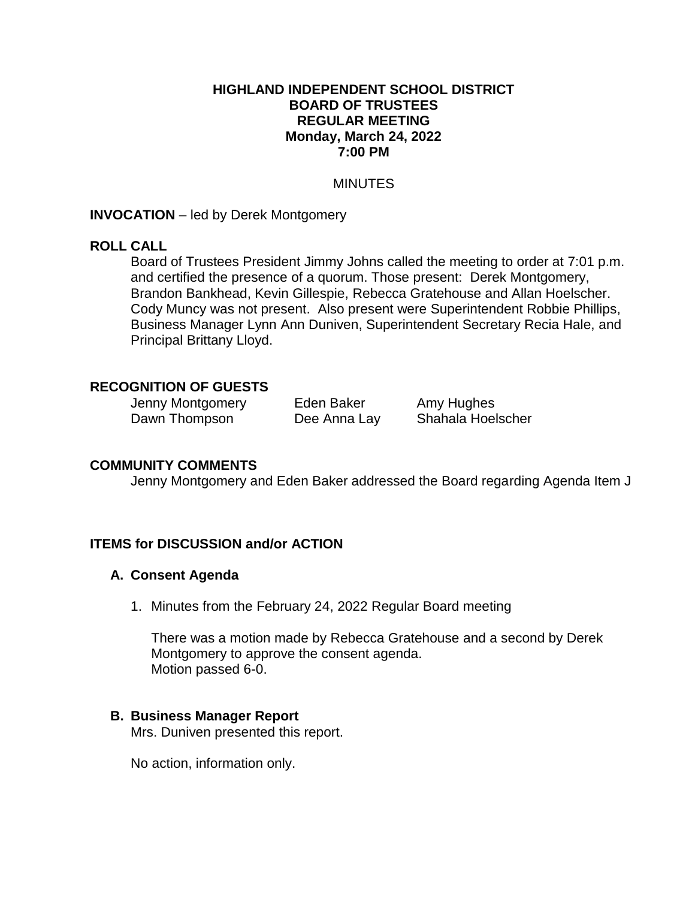# HIGHLAND INDEPENDENT SCHOOL DISTRICT
# BOARD OF TRUSTEES
# REGULAR MEETING
# Monday, March 24, 2022
# 7:00 PM

MINUTES

**INVOCATION** – led by Derek Montgomery

**ROLL CALL**

Board of Trustees President Jimmy Johns called the meeting to order at 7:01 p.m. and certified the presence of a quorum. Those present: Derek Montgomery, Brandon Bankhead, Kevin Gillespie, Rebecca Gratehouse and Allan Hoelscher. Cody Muncy was not present. Also present were Superintendent Robbie Phillips, Business Manager Lynn Ann Duniven, Superintendent Secretary Recia Hale, and Principal Brittany Lloyd.

**RECOGNITION OF GUESTS**

| | | |
|---|---|---|
| Jenny Montgomery | Eden Baker | Amy Hughes |
| Dawn Thompson | Dee Anna Lay | Shahala Hoelscher |

**COMMUNITY COMMENTS**

Jenny Montgomery and Eden Baker addressed the Board regarding Agenda Item J

**ITEMS for DISCUSSION and/or ACTION**

**A. Consent Agenda**

1. Minutes from the February 24, 2022 Regular Board meeting

   There was a motion made by Rebecca Gratehouse and a second by Derek Montgomery to approve the consent agenda.
   Motion passed 6-0.

**B. Business Manager Report**

Mrs. Duniven presented this report.

No action, information only.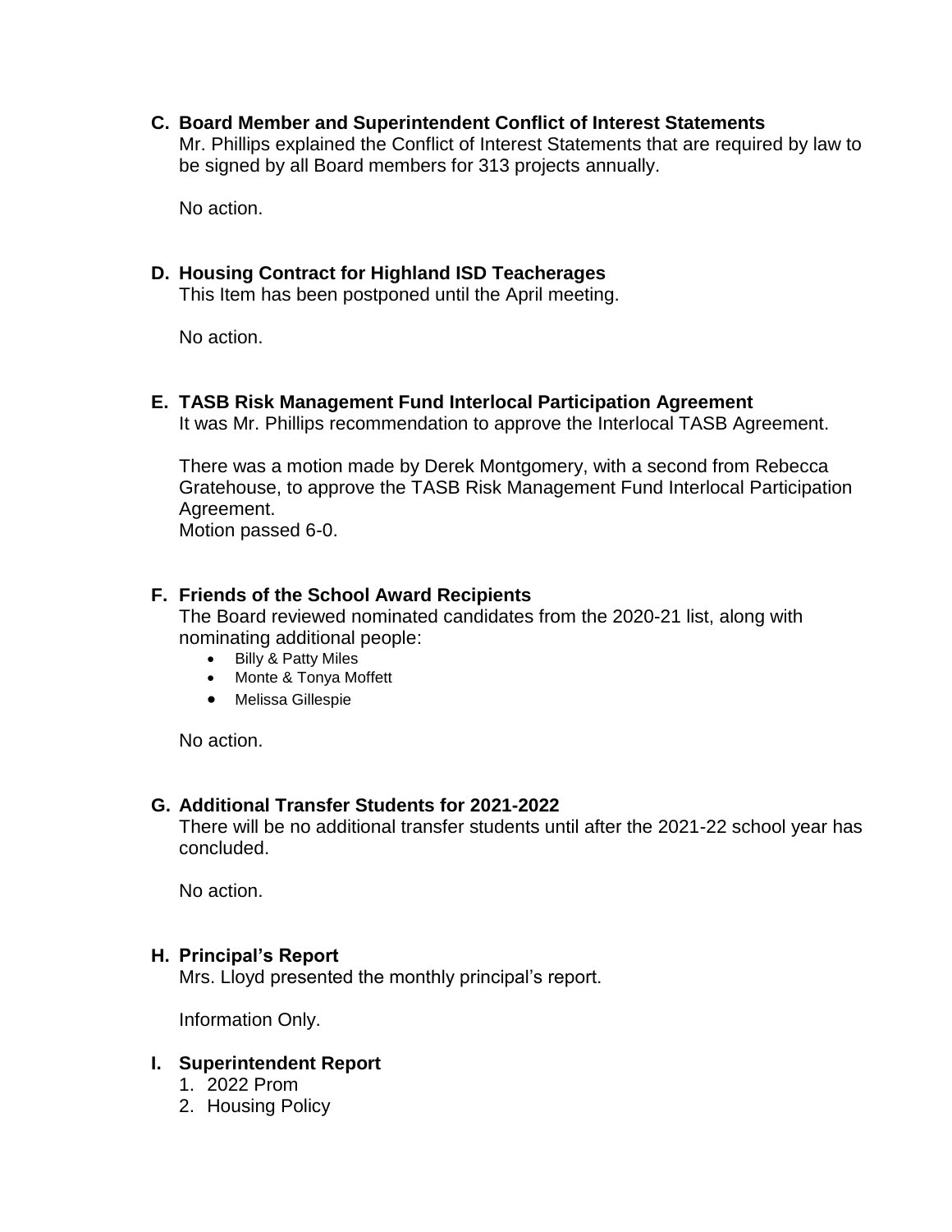**C. Board Member and Superintendent Conflict of Interest Statements**

Mr. Phillips explained the Conflict of Interest Statements that are required by law to be signed by all Board members for 313 projects annually.

No action.

**D. Housing Contract for Highland ISD Teacherages**

This Item has been postponed until the April meeting.

No action.

**E. TASB Risk Management Fund Interlocal Participation Agreement**

It was Mr. Phillips recommendation to approve the Interlocal TASB Agreement.

There was a motion made by Derek Montgomery, with a second from Rebecca Gratehouse, to approve the TASB Risk Management Fund Interlocal Participation Agreement.
Motion passed 6-0.

**F. Friends of the School Award Recipients**

The Board reviewed nominated candidates from the 2020-21 list, along with nominating additional people:

- Billy & Patty Miles
- Monte & Tonya Moffett
- Melissa Gillespie

No action.

**G. Additional Transfer Students for 2021-2022**

There will be no additional transfer students until after the 2021-22 school year has concluded.

No action.

**H. Principal's Report**

Mrs. Lloyd presented the monthly principal's report.

Information Only.

**I. Superintendent Report**

1. 2022 Prom
2. Housing Policy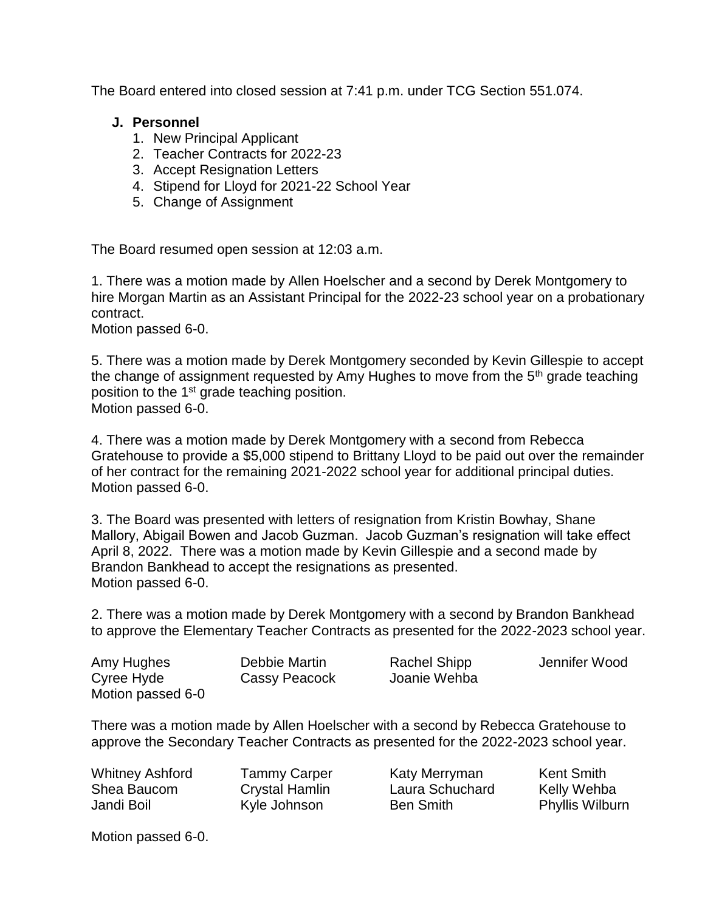The Board entered into closed session at 7:41 p.m. under TCG Section 551.074.

**J. Personnel**

1. New Principal Applicant
2. Teacher Contracts for 2022-23
3. Accept Resignation Letters
4. Stipend for Lloyd for 2021-22 School Year
5. Change of Assignment

The Board resumed open session at 12:03 a.m.

1. There was a motion made by Allen Hoelscher and a second by Derek Montgomery to hire Morgan Martin as an Assistant Principal for the 2022-23 school year on a probationary contract.
Motion passed 6-0.

5. There was a motion made by Derek Montgomery seconded by Kevin Gillespie to accept the change of assignment requested by Amy Hughes to move from the 5th grade teaching position to the 1st grade teaching position.
Motion passed 6-0.

4. There was a motion made by Derek Montgomery with a second from Rebecca Gratehouse to provide a $5,000 stipend to Brittany Lloyd to be paid out over the remainder of her contract for the remaining 2021-2022 school year for additional principal duties.
Motion passed 6-0.

3. The Board was presented with letters of resignation from Kristin Bowhay, Shane Mallory, Abigail Bowen and Jacob Guzman. Jacob Guzman's resignation will take effect April 8, 2022. There was a motion made by Kevin Gillespie and a second made by Brandon Bankhead to accept the resignations as presented.
Motion passed 6-0.

2. There was a motion made by Derek Montgomery with a second by Brandon Bankhead to approve the Elementary Teacher Contracts as presented for the 2022-2023 school year.

| | | | |
|---|---|---|---|
| Amy Hughes | Debbie Martin | Rachel Shipp | Jennifer Wood |
| Cyree Hyde | Cassy Peacock | Joanie Wehba | |

Motion passed 6-0

There was a motion made by Allen Hoelscher with a second by Rebecca Gratehouse to approve the Secondary Teacher Contracts as presented for the 2022-2023 school year.

| | | | |
|---|---|---|---|
| Whitney Ashford | Tammy Carper | Katy Merryman | Kent Smith |
| Shea Baucom | Crystal Hamlin | Laura Schuchard | Kelly Wehba |
| Jandi Boil | Kyle Johnson | Ben Smith | Phyllis Wilburn |

Motion passed 6-0.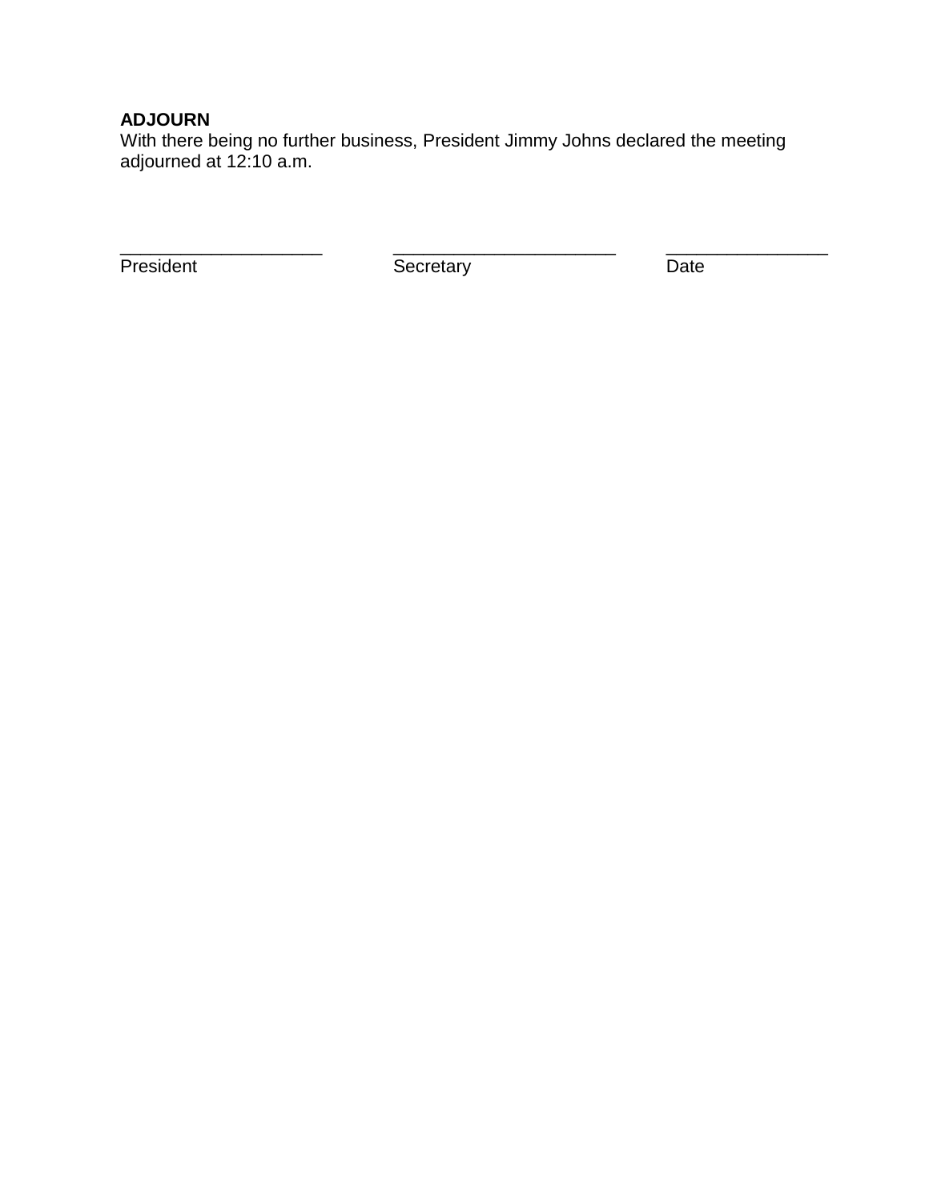**ADJOURN**
With there being no further business, President Jimmy Johns declared the meeting adjourned at 12:10 a.m.

| | | |
|---|---|---|
| ____________________ | ______________________ | ________________ |
| President | Secretary | Date |